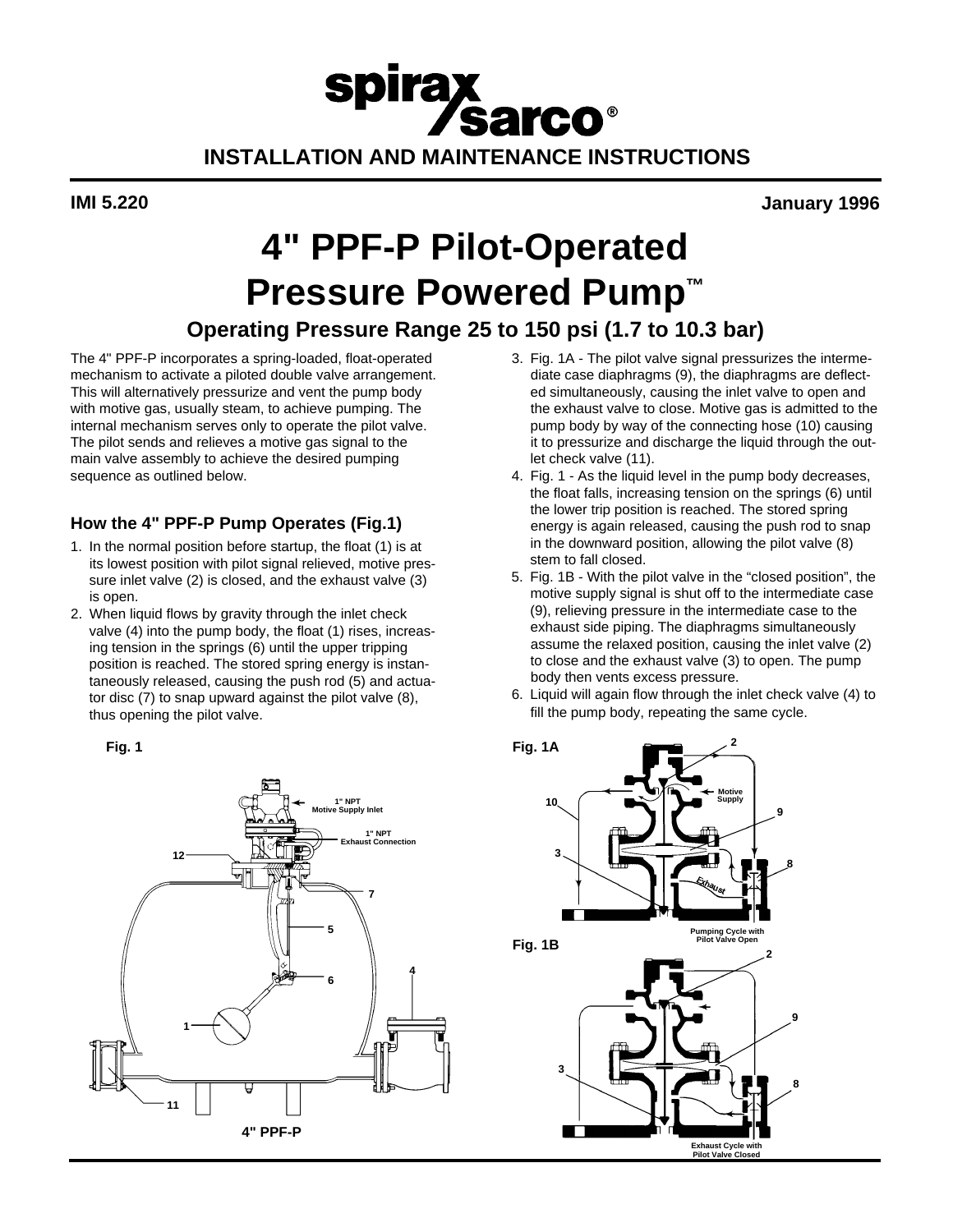# spirax sarco

## INSTALLATION AND MAINTENANCE INSTRUCTIONS

**IMI 5.220** **January 1996**

# 4" PPF-P Pilot-Operated Pressure Powered Pump™

## Operating Pressure Range 25 to 150 psi (1.7 to 10.3 bar)

The 4" PPF-P incorporates a spring-loaded, float-operated mechanism to activate a piloted double valve arrangement. This will alternatively pressurize and vent the pump body with motive gas, usually steam, to achieve pumping. The internal mechanism serves only to operate the pilot valve. The pilot sends and relieves a motive gas signal to the main valve assembly to achieve the desired pumping sequence as outlined below.

### How the 4" PPF-P Pump Operates (Fig.1)

1. In the normal position before startup, the float (1) is at its lowest position with pilot signal relieved, motive pressure inlet valve (2) is closed, and the exhaust valve (3) is open.
2. When liquid flows by gravity through the inlet check valve (4) into the pump body, the float (1) rises, increasing tension in the springs (6) until the upper tripping position is reached. The stored spring energy is instantaneously released, causing the push rod (5) and actuator disc (7) to snap upward against the pilot valve (8), thus opening the pilot valve.
3. Fig. 1A - The pilot valve signal pressurizes the intermediate case diaphragms (9), the diaphragms are deflected simultaneously, causing the inlet valve to open and the exhaust valve to close. Motive gas is admitted to the pump body by way of the connecting hose (10) causing it to pressurize and discharge the liquid through the outlet check valve (11).
4. Fig. 1 - As the liquid level in the pump body decreases, the float falls, increasing tension on the springs (6) until the lower trip position is reached. The stored spring energy is again released, causing the push rod to snap in the downward position, allowing the pilot valve (8) stem to fall closed.
5. Fig. 1B - With the pilot valve in the "closed position", the motive supply signal is shut off to the intermediate case (9), relieving pressure in the intermediate case to the exhaust side piping. The diaphragms simultaneously assume the relaxed position, causing the inlet valve (2) to close and the exhaust valve (3) to open. The pump body then vents excess pressure.
6. Liquid will again flow through the inlet check valve (4) to fill the pump body, repeating the same cycle.

Fig. 1

1" NPT Motive Supply Inlet

1" NPT Exhaust Connection

4" PPF-P

Fig. 1A

Motive Supply

Exhaust

Pumping Cycle with Pilot Valve Open

Fig. 1B

Exhaust Cycle with Pilot Valve Closed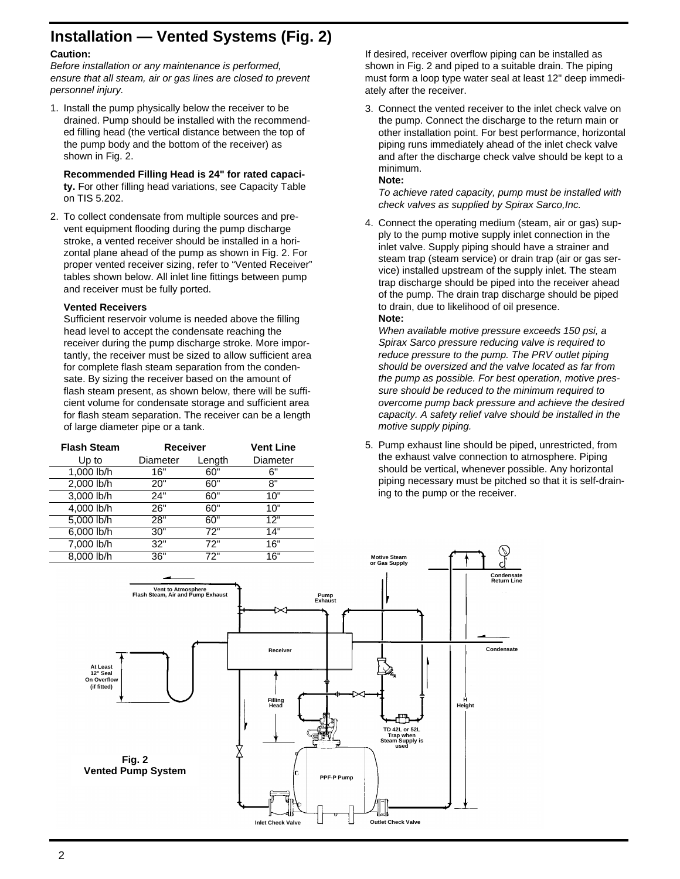# Installation — Vented Systems (Fig. 2)

**Caution:**

*Before installation or any maintenance is performed, ensure that all steam, air or gas lines are closed to prevent personnel injury.*

1. Install the pump physically below the receiver to be drained. Pump should be installed with the recommended filling head (the vertical distance between the top of the pump body and the bottom of the receiver) as shown in Fig. 2.

   **Recommended Filling Head is 24" for rated capacity.** For other filling head variations, see Capacity Table on TIS 5.202.

2. To collect condensate from multiple sources and prevent equipment flooding during the pump discharge stroke, a vented receiver should be installed in a horizontal plane ahead of the pump as shown in Fig. 2. For proper vented receiver sizing, refer to "Vented Receiver" tables shown below. All inlet line fittings between pump and receiver must be fully ported.

   **Vented Receivers**

   Sufficient reservoir volume is needed above the filling head level to accept the condensate reaching the receiver during the pump discharge stroke. More importantly, the receiver must be sized to allow sufficient area for complete flash steam separation from the condensate. By sizing the receiver based on the amount of flash steam present, as shown below, there will be sufficient volume for condensate storage and sufficient area for flash steam separation. The receiver can be a length of large diameter pipe or a tank.

| Flash Steam | Receiver | | Vent Line |
|---|---|---|---|
| Up to | Diameter | Length | Diameter |
| 1,000 lb/h | 16" | 60" | 6" |
| 2,000 lb/h | 20" | 60" | 8" |
| 3,000 lb/h | 24" | 60" | 10" |
| 4,000 lb/h | 26" | 60" | 10" |
| 5,000 lb/h | 28" | 60" | 12" |
| 6,000 lb/h | 30" | 72" | 14" |
| 7,000 lb/h | 32" | 72" | 16" |
| 8,000 lb/h | 36" | 72" | 16" |

If desired, receiver overflow piping can be installed as shown in Fig. 2 and piped to a suitable drain. The piping must form a loop type water seal at least 12" deep immediately after the receiver.

3. Connect the vented receiver to the inlet check valve on the pump. Connect the discharge to the return main or other installation point. For best performance, horizontal piping runs immediately ahead of the inlet check valve and after the discharge check valve should be kept to a minimum.

   **Note:**

   *To achieve rated capacity, pump must be installed with check valves as supplied by Spirax Sarco,Inc.*

4. Connect the operating medium (steam, air or gas) supply to the pump motive supply inlet connection in the inlet valve. Supply piping should have a strainer and steam trap (steam service) or drain trap (air or gas service) installed upstream of the supply inlet. The steam trap discharge should be piped into the receiver ahead of the pump. The drain trap discharge should be piped to drain, due to likelihood of oil presence.

   **Note:**

   *When available motive pressure exceeds 150 psi, a Spirax Sarco pressure reducing valve is required to reduce pressure to the pump. The PRV outlet piping should be oversized and the valve located as far from the pump as possible. For best operation, motive pressure should be reduced to the minimum required to overcome pump back pressure and achieve the desired capacity. A safety relief valve should be installed in the motive supply piping.*

5. Pump exhaust line should be piped, unrestricted, from the exhaust valve connection to atmosphere. Piping should be vertical, whenever possible. Any horizontal piping necessary must be pitched so that it is self-draining to the pump or the receiver.

Vent to Atmosphere Flash Steam, Air and Pump Exhaust

Pump Exhaust

Motive Steam or Gas Supply

Condensate Return Line

Receiver

Condensate

At Least 12" Seal On Overflow (if fitted)

Filling Head

H Height

TD 42L or 52L Trap when Steam Supply is used

PPF-P Pump

Inlet Check Valve

Outlet Check Valve

**Fig. 2 Vented Pump System**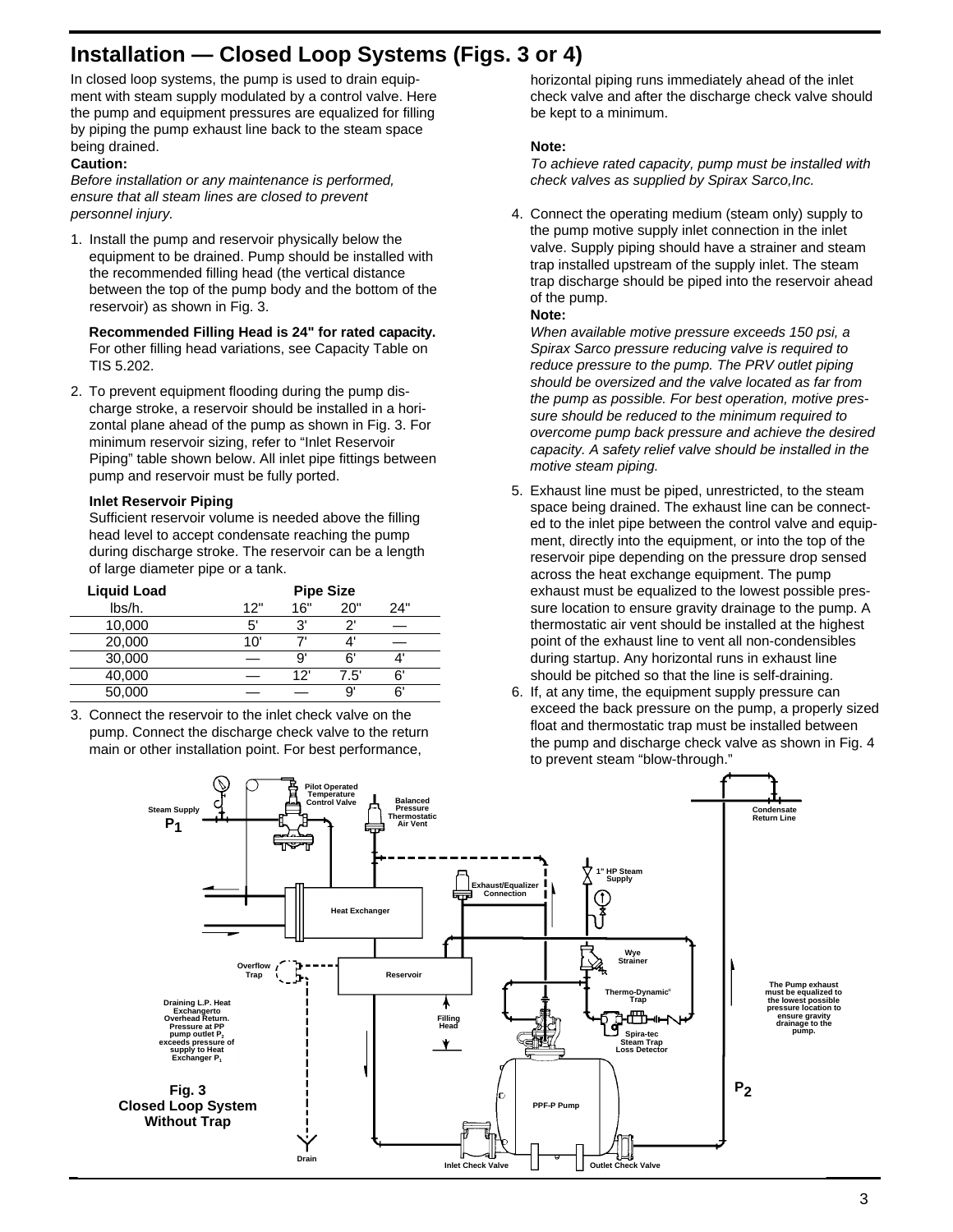# Installation — Closed Loop Systems (Figs. 3 or 4)

In closed loop systems, the pump is used to drain equipment with steam supply modulated by a control valve. Here the pump and equipment pressures are equalized for filling by piping the pump exhaust line back to the steam space being drained.

**Caution:**

*Before installation or any maintenance is performed, ensure that all steam lines are closed to prevent personnel injury.*

1. Install the pump and reservoir physically below the equipment to be drained. Pump should be installed with the recommended filling head (the vertical distance between the top of the pump body and the bottom of the reservoir) as shown in Fig. 3.

   **Recommended Filling Head is 24" for rated capacity.** For other filling head variations, see Capacity Table on TIS 5.202.

2. To prevent equipment flooding during the pump discharge stroke, a reservoir should be installed in a horizontal plane ahead of the pump as shown in Fig. 3. For minimum reservoir sizing, refer to "Inlet Reservoir Piping" table shown below. All inlet pipe fittings between pump and reservoir must be fully ported.

   **Inlet Reservoir Piping**

   Sufficient reservoir volume is needed above the filling head level to accept condensate reaching the pump during discharge stroke. The reservoir can be a length of large diameter pipe or a tank.

| Liquid Load | Pipe Size | | | |
|---|---|---|---|---|
| lbs/h. | 12" | 16" | 20" | 24" |
| 10,000 | 5' | 3' | 2' | — |
| 20,000 | 10' | 7' | 4' | — |
| 30,000 | — | 9' | 6' | 4' |
| 40,000 | — | 12' | 7.5' | 6' |
| 50,000 | — | — | 9' | 6' |

3. Connect the reservoir to the inlet check valve on the pump. Connect the discharge check valve to the return main or other installation point. For best performance, horizontal piping runs immediately ahead of the inlet check valve and after the discharge check valve should be kept to a minimum.

   **Note:**

   *To achieve rated capacity, pump must be installed with check valves as supplied by Spirax Sarco,Inc.*

4. Connect the operating medium (steam only) supply to the pump motive supply inlet connection in the inlet valve. Supply piping should have a strainer and steam trap installed upstream of the supply inlet. The steam trap discharge should be piped into the reservoir ahead of the pump.

   **Note:**

   *When available motive pressure exceeds 150 psi, a Spirax Sarco pressure reducing valve is required to reduce pressure to the pump. The PRV outlet piping should be oversized and the valve located as far from the pump as possible. For best operation, motive pressure should be reduced to the minimum required to overcome pump back pressure and achieve the desired capacity. A safety relief valve should be installed in the motive steam piping.*

5. Exhaust line must be piped, unrestricted, to the steam space being drained. The exhaust line can be connected to the inlet pipe between the control valve and equipment, directly into the equipment, or into the top of the reservoir pipe depending on the pressure drop sensed across the heat exchange equipment. The pump exhaust must be equalized to the lowest possible pressure location to ensure gravity drainage to the pump. A thermostatic air vent should be installed at the highest point of the exhaust line to vent all non-condensibles during startup. Any horizontal runs in exhaust line should be pitched so that the line is self-draining.

6. If, at any time, the equipment supply pressure can exceed the back pressure on the pump, a properly sized float and thermostatic trap must be installed between the pump and discharge check valve as shown in Fig. 4 to prevent steam "blow-through."

Steam Supply $P_1$ — Pilot Operated Temperature Control Valve — Balanced Pressure Thermostatic Air Vent — Condensate Return Line — Exhaust/Equalizer Connection — 1" HP Steam Supply — Heat Exchanger — Wye Strainer — Overflow Trap — Reservoir — Thermo-Dynamic® Trap — Draining L.P. Heat Exchangerto Overhead Return. Pressure at PP pump outlet $P_2$ exceeds pressure of supply to Heat Exchanger $P_1$ — Filling Head — Spira-tec Steam Trap Loss Detector — The Pump exhaust must be equalized to the lowest possible pressure location to ensure gravity drainage to the pump. — $P_2$ — PPF-P Pump — Drain — Inlet Check Valve — Outlet Check Valve

**Fig. 3**
**Closed Loop System Without Trap**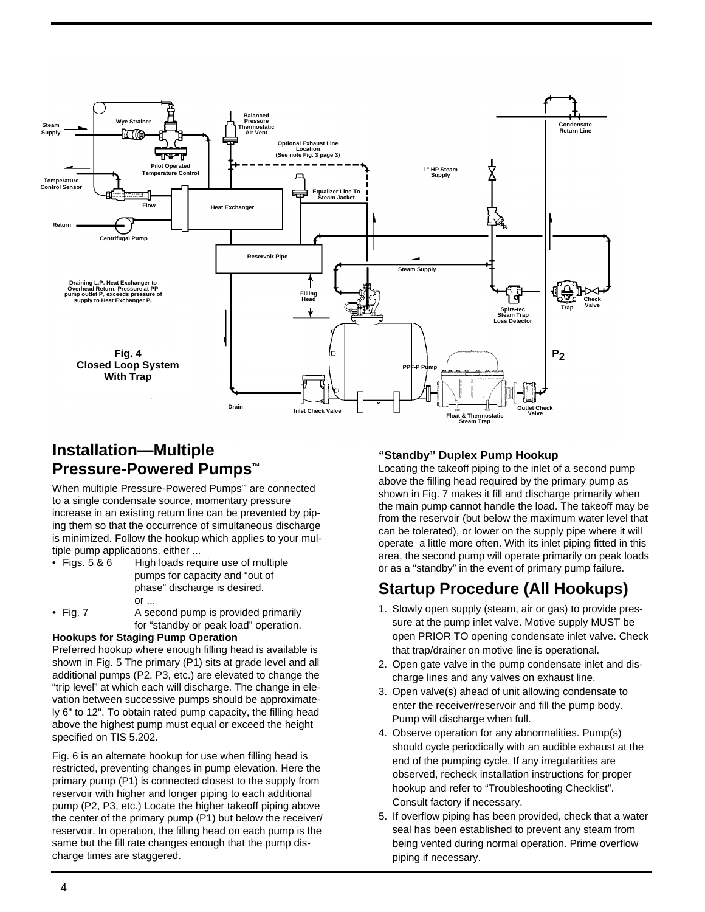Fig. 4
Closed Loop System
With Trap

## Installation—Multiple Pressure-Powered Pumps™

When multiple Pressure-Powered Pumps™ are connected to a single condensate source, momentary pressure increase in an existing return line can be prevented by piping them so that the occurrence of simultaneous discharge is minimized. Follow the hookup which applies to your multiple pump applications, either ...

- Figs. 5 & 6 High loads require use of multiple pumps for capacity and "out of phase" discharge is desired. or ...
- Fig. 7 A second pump is provided primarily for "standby or peak load" operation.

**Hookups for Staging Pump Operation**

Preferred hookup where enough filling head is available is shown in Fig. 5 The primary (P1) sits at grade level and all additional pumps (P2, P3, etc.) are elevated to change the "trip level" at which each will discharge. The change in elevation between successive pumps should be approximately 6" to 12". To obtain rated pump capacity, the filling head above the highest pump must equal or exceed the height specified on TIS 5.202.

Fig. 6 is an alternate hookup for use when filling head is restricted, preventing changes in pump elevation. Here the primary pump (P1) is connected closest to the supply from reservoir with higher and longer piping to each additional pump (P2, P3, etc.) Locate the higher takeoff piping above the center of the primary pump (P1) but below the receiver/ reservoir. In operation, the filling head on each pump is the same but the fill rate changes enough that the pump discharge times are staggered.

### "Standby" Duplex Pump Hookup

Locating the takeoff piping to the inlet of a second pump above the filling head required by the primary pump as shown in Fig. 7 makes it fill and discharge primarily when the main pump cannot handle the load. The takeoff may be from the reservoir (but below the maximum water level that can be tolerated), or lower on the supply pipe where it will operate a little more often. With its inlet piping fitted in this area, the second pump will operate primarily on peak loads or as a "standby" in the event of primary pump failure.

## Startup Procedure (All Hookups)

1. Slowly open supply (steam, air or gas) to provide pressure at the pump inlet valve. Motive supply MUST be open PRIOR TO opening condensate inlet valve. Check that trap/drainer on motive line is operational.
2. Open gate valve in the pump condensate inlet and discharge lines and any valves on exhaust line.
3. Open valve(s) ahead of unit allowing condensate to enter the receiver/reservoir and fill the pump body. Pump will discharge when full.
4. Observe operation for any abnormalities. Pump(s) should cycle periodically with an audible exhaust at the end of the pumping cycle. If any irregularities are observed, recheck installation instructions for proper hookup and refer to "Troubleshooting Checklist". Consult factory if necessary.
5. If overflow piping has been provided, check that a water seal has been established to prevent any steam from being vented during normal operation. Prime overflow piping if necessary.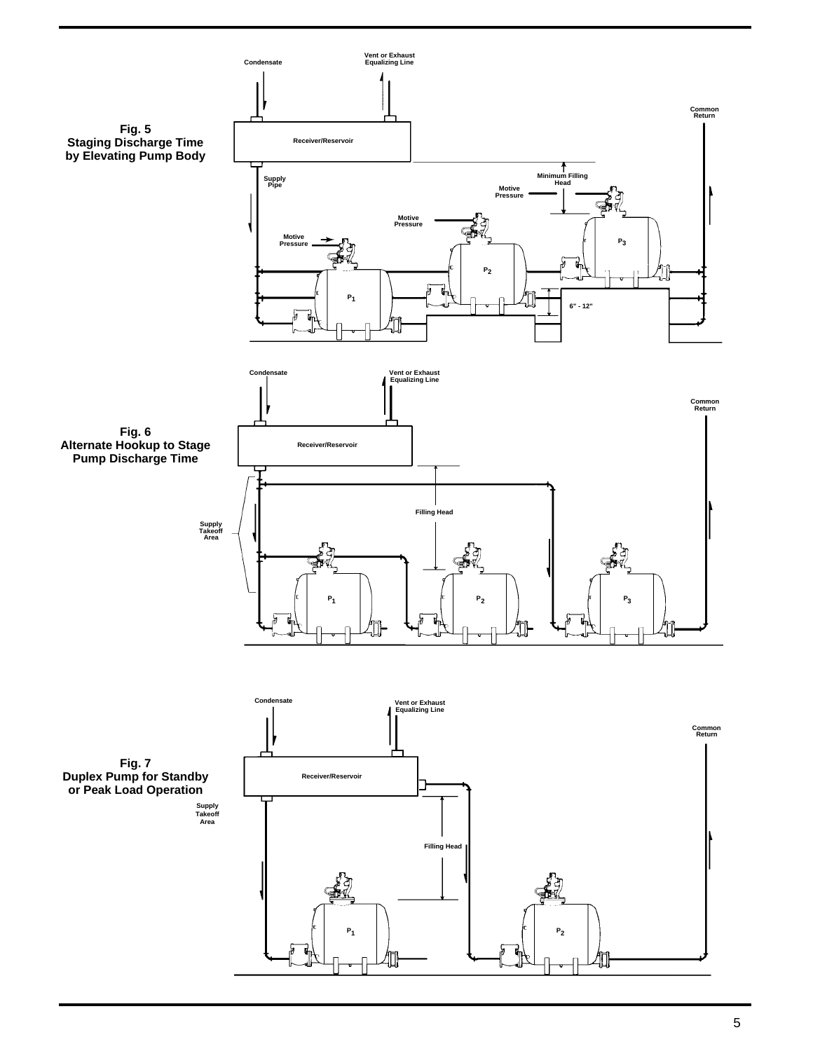**Fig. 5**
**Staging Discharge Time by Elevating Pump Body**

Condensate

Vent or Exhaust Equalizing Line

Common Return

Receiver/Reservoir

Supply Pipe

Minimum Filling Head

Motive Pressure

Motive Pressure

Motive Pressure

$P_3$

$P_2$

$P_1$

6" - 12"

**Fig. 6**
**Alternate Hookup to Stage Pump Discharge Time**

Condensate

Vent or Exhaust Equalizing Line

Common Return

Receiver/Reservoir

Filling Head

Supply Takeoff Area

$P_1$

$P_2$

$P_3$

**Fig. 7**
**Duplex Pump for Standby or Peak Load Operation**

Condensate

Vent or Exhaust Equalizing Line

Common Return

Receiver/Reservoir

Supply Takeoff Area

Filling Head

$P_1$

$P_2$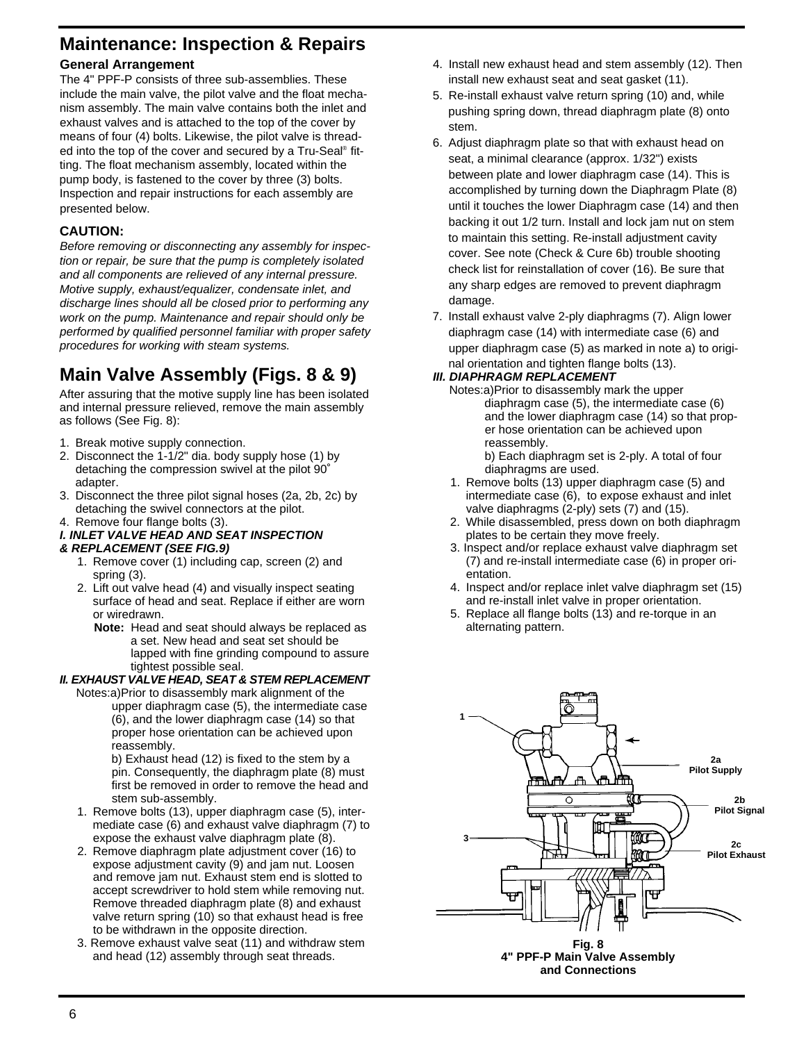# Maintenance: Inspection & Repairs

### General Arrangement

The 4" PPF-P consists of three sub-assemblies. These include the main valve, the pilot valve and the float mechanism assembly. The main valve contains both the inlet and exhaust valves and is attached to the top of the cover by means of four (4) bolts. Likewise, the pilot valve is threaded into the top of the cover and secured by a Tru-Seal® fitting. The float mechanism assembly, located within the pump body, is fastened to the cover by three (3) bolts. Inspection and repair instructions for each assembly are presented below.

### CAUTION:

*Before removing or disconnecting any assembly for inspection or repair, be sure that the pump is completely isolated and all components are relieved of any internal pressure. Motive supply, exhaust/equalizer, condensate inlet, and discharge lines should all be closed prior to performing any work on the pump. Maintenance and repair should only be performed by qualified personnel familiar with proper safety procedures for working with steam systems.*

## Main Valve Assembly (Figs. 8 & 9)

After assuring that the motive supply line has been isolated and internal pressure relieved, remove the main assembly as follows (See Fig. 8):

1. Break motive supply connection.
2. Disconnect the 1-1/2" dia. body supply hose (1) by detaching the compression swivel at the pilot 90° adapter.
3. Disconnect the three pilot signal hoses (2a, 2b, 2c) by detaching the swivel connectors at the pilot.
4. Remove four flange bolts (3).

***I. INLET VALVE HEAD AND SEAT INSPECTION & REPLACEMENT (SEE FIG.9)***

1. Remove cover (1) including cap, screen (2) and spring (3).
2. Lift out valve head (4) and visually inspect seating surface of head and seat. Replace if either are worn or wiredrawn.

   **Note:** Head and seat should always be replaced as a set. New head and seat set should be lapped with fine grinding compound to assure tightest possible seal.

***II. EXHAUST VALVE HEAD, SEAT & STEM REPLACEMENT***

Notes: a) Prior to disassembly mark alignment of the upper diaphragm case (5), the intermediate case (6), and the lower diaphragm case (14) so that proper hose orientation can be achieved upon reassembly.

b) Exhaust head (12) is fixed to the stem by a pin. Consequently, the diaphragm plate (8) must first be removed in order to remove the head and stem sub-assembly.

1. Remove bolts (13), upper diaphragm case (5), intermediate case (6) and exhaust valve diaphragm (7) to expose the exhaust valve diaphragm plate (8).
2. Remove diaphragm plate adjustment cover (16) to expose adjustment cavity (9) and jam nut. Loosen and remove jam nut. Exhaust stem end is slotted to accept screwdriver to hold stem while removing nut. Remove threaded diaphragm plate (8) and exhaust valve return spring (10) so that exhaust head is free to be withdrawn in the opposite direction.
3. Remove exhaust valve seat (11) and withdraw stem and head (12) assembly through seat threads.
4. Install new exhaust head and stem assembly (12). Then install new exhaust seat and seat gasket (11).
5. Re-install exhaust valve return spring (10) and, while pushing spring down, thread diaphragm plate (8) onto stem.
6. Adjust diaphragm plate so that with exhaust head on seat, a minimal clearance (approx. 1/32") exists between plate and lower diaphragm case (14). This is accomplished by turning down the Diaphragm Plate (8) until it touches the lower Diaphragm case (14) and then backing it out 1/2 turn. Install and lock jam nut on stem to maintain this setting. Re-install adjustment cavity cover. See note (Check & Cure 6b) trouble shooting check list for reinstallation of cover (16). Be sure that any sharp edges are removed to prevent diaphragm damage.
7. Install exhaust valve 2-ply diaphragms (7). Align lower diaphragm case (14) with intermediate case (6) and upper diaphragm case (5) as marked in note a) to original orientation and tighten flange bolts (13).

***III. DIAPHRAGM REPLACEMENT***

Notes: a) Prior to disassembly mark the upper diaphragm case (5), the intermediate case (6) and the lower diaphragm case (14) so that proper hose orientation can be achieved upon reassembly.

b) Each diaphragm set is 2-ply. A total of four diaphragms are used.

1. Remove bolts (13) upper diaphragm case (5) and intermediate case (6), to expose exhaust and inlet valve diaphragms (2-ply) sets (7) and (15).
2. While disassembled, press down on both diaphragm plates to be certain they move freely.
3. Inspect and/or replace exhaust valve diaphragm set (7) and re-install intermediate case (6) in proper orientation.
4. Inspect and/or replace inlet valve diaphragm set (15) and re-install inlet valve in proper orientation.
5. Replace all flange bolts (13) and re-torque in an alternating pattern.

1
2a Pilot Supply
2b Pilot Signal
2c Pilot Exhaust
3

**Fig. 8**
**4" PPF-P Main Valve Assembly and Connections**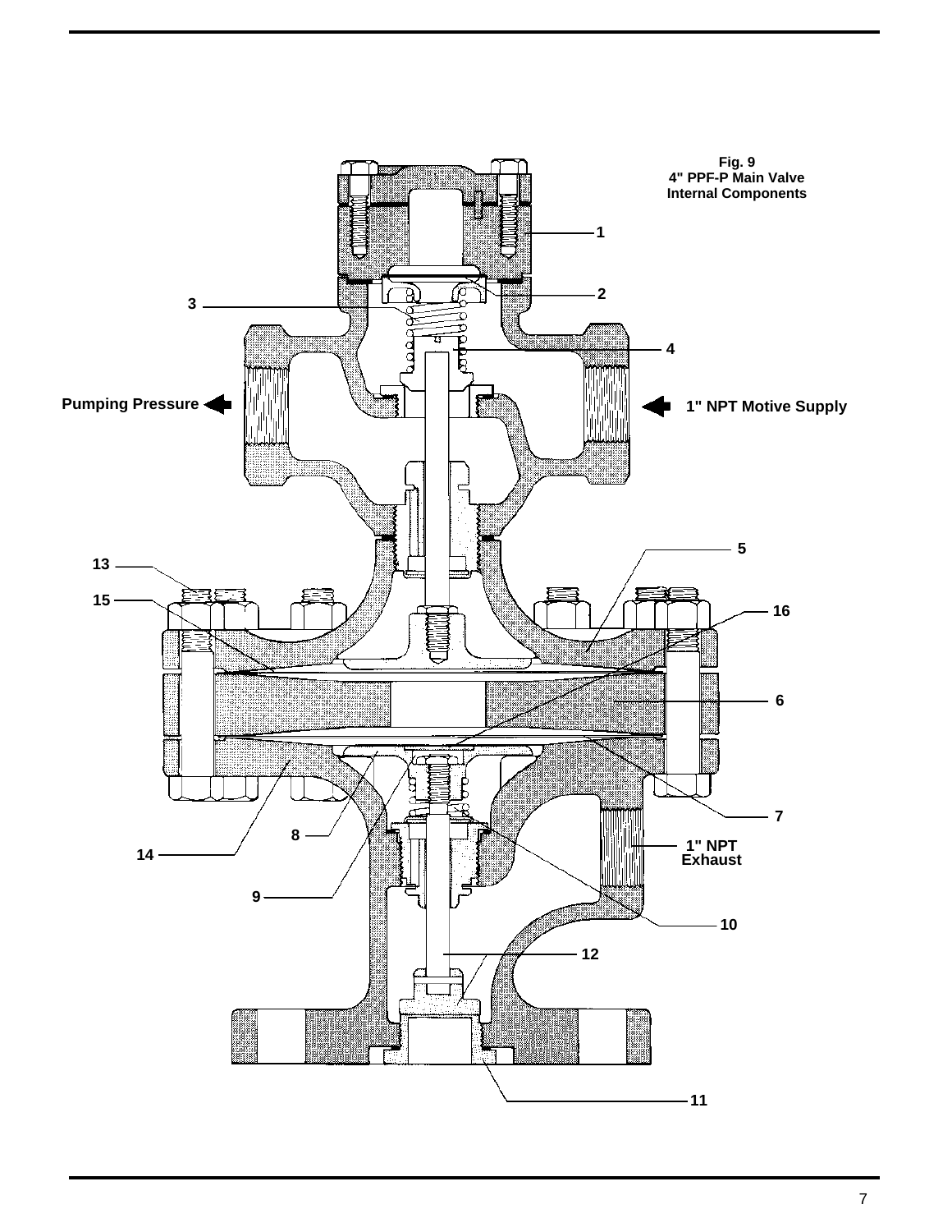**Fig. 9**
**4" PPF-P Main Valve**
**Internal Components**

1

2

3

4

**Pumping Pressure**

**1" NPT Motive Supply**

5

13

15

16

6

7

8

14

**1" NPT Exhaust**

9

10

12

11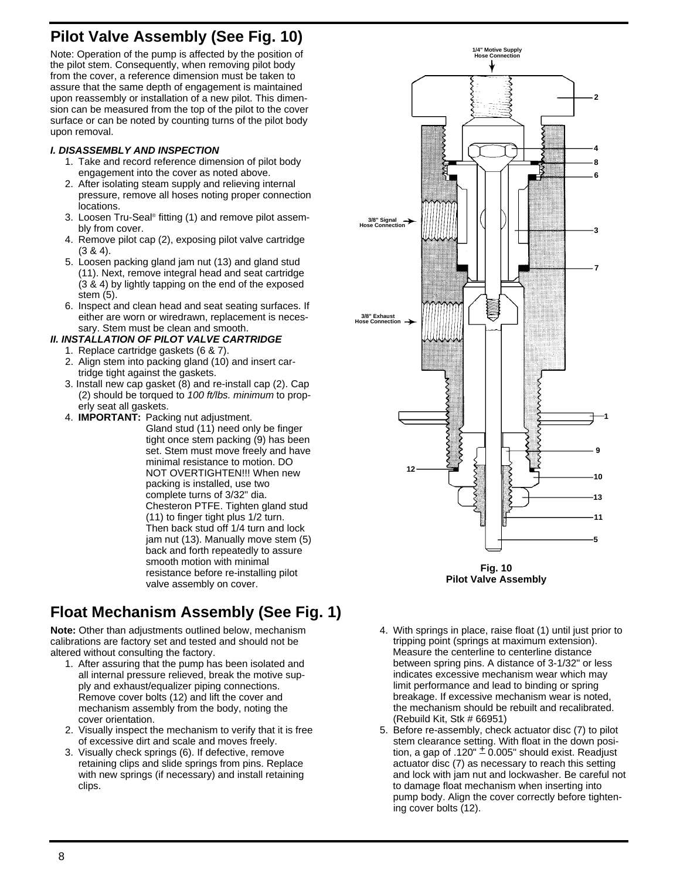## Pilot Valve Assembly (See Fig. 10)

Note: Operation of the pump is affected by the position of the pilot stem. Consequently, when removing pilot body from the cover, a reference dimension must be taken to assure that the same depth of engagement is maintained upon reassembly or installation of a new pilot. This dimension can be measured from the top of the pilot to the cover surface or can be noted by counting turns of the pilot body upon removal.

***I. DISASSEMBLY AND INSPECTION***

1. Take and record reference dimension of pilot body engagement into the cover as noted above.
2. After isolating steam supply and relieving internal pressure, remove all hoses noting proper connection locations.
3. Loosen Tru-Seal® fitting (1) and remove pilot assembly from cover.
4. Remove pilot cap (2), exposing pilot valve cartridge (3 & 4).
5. Loosen packing gland jam nut (13) and gland stud (11). Next, remove integral head and seat cartridge (3 & 4) by lightly tapping on the end of the exposed stem (5).
6. Inspect and clean head and seat seating surfaces. If either are worn or wiredrawn, replacement is necessary. Stem must be clean and smooth.

***II. INSTALLATION OF PILOT VALVE CARTRIDGE***

1. Replace cartridge gaskets (6 & 7).
2. Align stem into packing gland (10) and insert cartridge tight against the gaskets.
3. Install new cap gasket (8) and re-install cap (2). Cap (2) should be torqued to *100 ft/lbs. minimum* to properly seat all gaskets.
4. **IMPORTANT:** Packing nut adjustment.
   Gland stud (11) need only be finger tight once stem packing (9) has been set. Stem must move freely and have minimal resistance to motion. DO NOT OVERTIGHTEN!!! When new packing is installed, use two complete turns of 3/32" dia. Chesteron PTFE. Tighten gland stud (11) to finger tight plus 1/2 turn. Then back stud off 1/4 turn and lock jam nut (13). Manually move stem (5) back and forth repeatedly to assure smooth motion with minimal resistance before re-installing pilot valve assembly on cover.

1/4" Motive Supply Hose Connection
3/8" Signal Hose Connection
3/8" Exhaust Hose Connection

**Fig. 10**
**Pilot Valve Assembly**

## Float Mechanism Assembly (See Fig. 1)

**Note:** Other than adjustments outlined below, mechanism calibrations are factory set and tested and should not be altered without consulting the factory.

1. After assuring that the pump has been isolated and all internal pressure relieved, break the motive supply and exhaust/equalizer piping connections. Remove cover bolts (12) and lift the cover and mechanism assembly from the body, noting the cover orientation.
2. Visually inspect the mechanism to verify that it is free of excessive dirt and scale and moves freely.
3. Visually check springs (6). If defective, remove retaining clips and slide springs from pins. Replace with new springs (if necessary) and install retaining clips.
4. With springs in place, raise float (1) until just prior to tripping point (springs at maximum extension). Measure the centerline to centerline distance between spring pins. A distance of 3-1/32" or less indicates excessive mechanism wear which may limit performance and lead to binding or spring breakage. If excessive mechanism wear is noted, the mechanism should be rebuilt and recalibrated. (Rebuild Kit, Stk # 66951)
5. Before re-assembly, check actuator disc (7) to pilot stem clearance setting. With float in the down position, a gap of .120" ± 0.005" should exist. Readjust actuator disc (7) as necessary to reach this setting and lock with jam nut and lockwasher. Be careful not to damage float mechanism when inserting into pump body. Align the cover correctly before tightening cover bolts (12).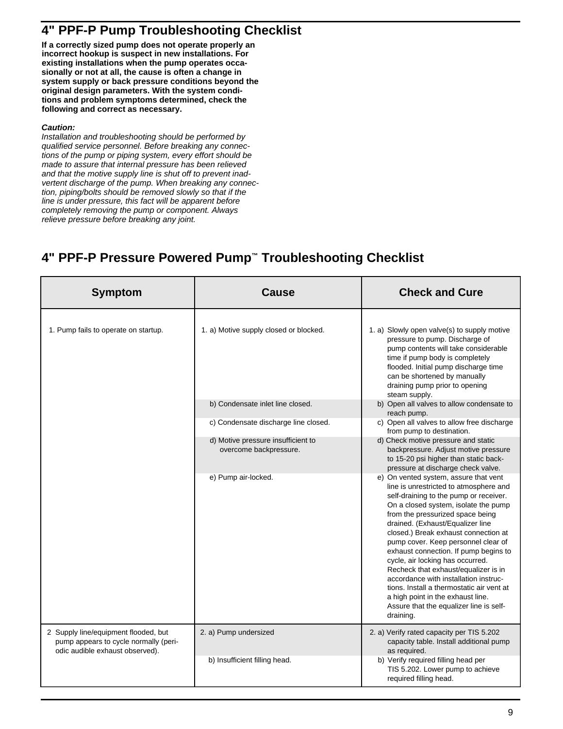# 4" PPF-P Pump Troubleshooting Checklist

**If a correctly sized pump does not operate properly an incorrect hookup is suspect in new installations. For existing installations when the pump operates occasionally or not at all, the cause is often a change in system supply or back pressure conditions beyond the original design parameters. With the system conditions and problem symptoms determined, check the following and correct as necessary.**

***Caution:***

*Installation and troubleshooting should be performed by qualified service personnel. Before breaking any connections of the pump or piping system, every effort should be made to assure that internal pressure has been relieved and that the motive supply line is shut off to prevent inadvertent discharge of the pump. When breaking any connection, piping/bolts should be removed slowly so that if the line is under pressure, this fact will be apparent before completely removing the pump or component. Always relieve pressure before breaking any joint.*

## 4" PPF-P Pressure Powered Pump™ Troubleshooting Checklist

| Symptom | Cause | Check and Cure |
|---|---|---|
| 1. Pump fails to operate on startup. | 1. a) Motive supply closed or blocked. | 1. a) Slowly open valve(s) to supply motive pressure to pump. Discharge of pump contents will take considerable time if pump body is completely flooded. Initial pump discharge time can be shortened by manually draining pump prior to opening steam supply. |
| | b) Condensate inlet line closed. | b) Open all valves to allow condensate to reach pump. |
| | c) Condensate discharge line closed. | c) Open all valves to allow free discharge from pump to destination. |
| | d) Motive pressure insufficient to overcome backpressure. | d) Check motive pressure and static backpressure. Adjust motive pressure to 15-20 psi higher than static back-pressure at discharge check valve. |
| | e) Pump air-locked. | e) On vented system, assure that vent line is unrestricted to atmosphere and self-draining to the pump or receiver. On a closed system, isolate the pump from the pressurized space being drained. (Exhaust/Equalizer line closed.) Break exhaust connection at pump cover. Keep personnel clear of exhaust connection. If pump begins to cycle, air locking has occurred. Recheck that exhaust/equalizer is in accordance with installation instructions. Install a thermostatic air vent at a high point in the exhaust line. Assure that the equalizer line is self-draining. |
| 2 Supply line/equipment flooded, but pump appears to cycle normally (periodic audible exhaust observed). | 2. a) Pump undersized | 2. a) Verify rated capacity per TIS 5.202 capacity table. Install additional pump as required. |
| | b) Insufficient filling head. | b) Verify required filling head per TIS 5.202. Lower pump to achieve required filling head. |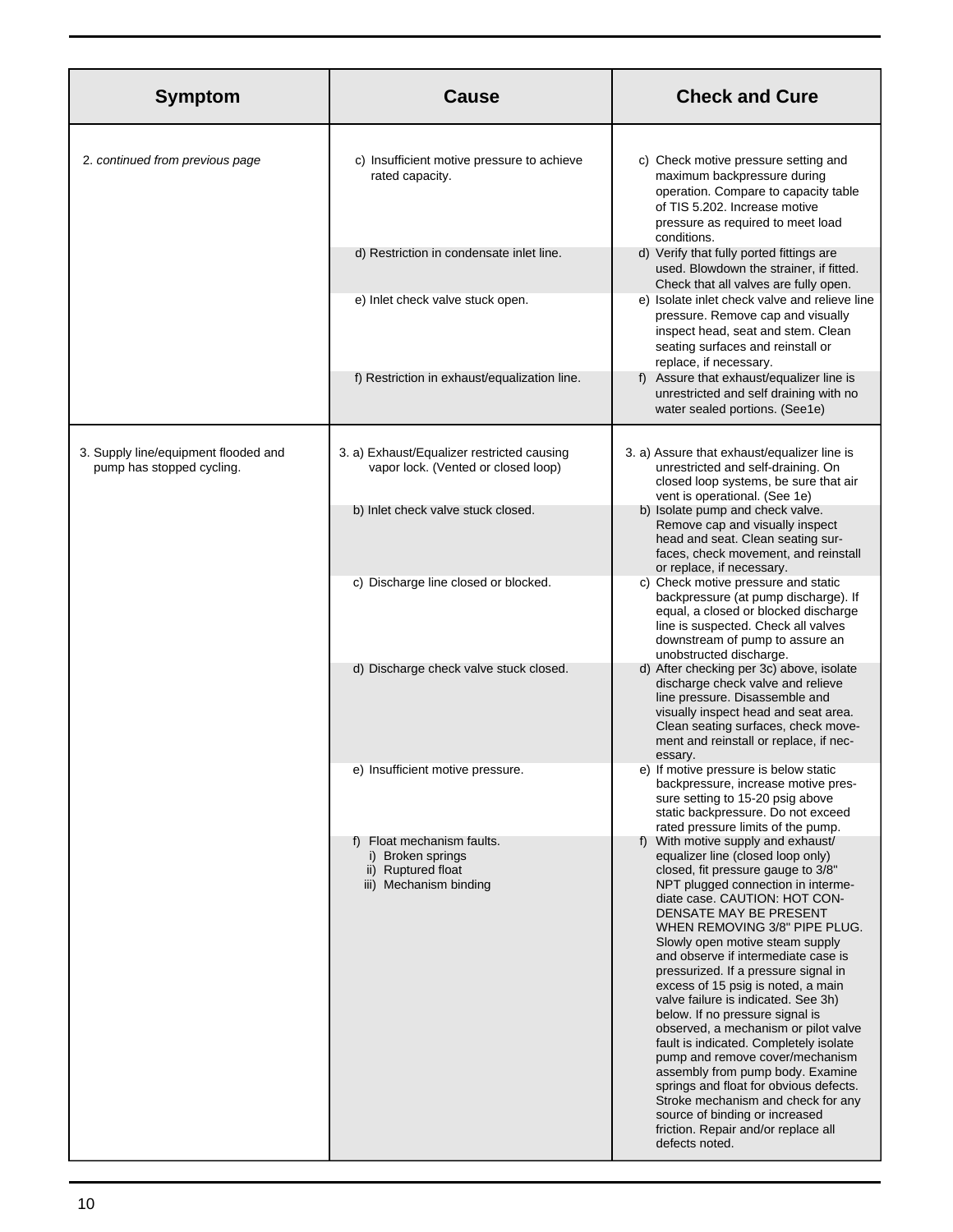| Symptom | Cause | Check and Cure |
|---|---|---|
| 2. *continued from previous page* | c) Insufficient motive pressure to achieve rated capacity. | c) Check motive pressure setting and maximum backpressure during operation. Compare to capacity table of TIS 5.202. Increase motive pressure as required to meet load conditions. |
| | d) Restriction in condensate inlet line. | d) Verify that fully ported fittings are used. Blowdown the strainer, if fitted. Check that all valves are fully open. |
| | e) Inlet check valve stuck open. | e) Isolate inlet check valve and relieve line pressure. Remove cap and visually inspect head, seat and stem. Clean seating surfaces and reinstall or replace, if necessary. |
| | f) Restriction in exhaust/equalization line. | f) Assure that exhaust/equalizer line is unrestricted and self draining with no water sealed portions. (See1e) |
| 3. Supply line/equipment flooded and pump has stopped cycling. | 3. a) Exhaust/Equalizer restricted causing vapor lock. (Vented or closed loop) | 3. a) Assure that exhaust/equalizer line is unrestricted and self-draining. On closed loop systems, be sure that air vent is operational. (See 1e) |
| | b) Inlet check valve stuck closed. | b) Isolate pump and check valve. Remove cap and visually inspect head and seat. Clean seating surfaces, check movement, and reinstall or replace, if necessary. |
| | c) Discharge line closed or blocked. | c) Check motive pressure and static backpressure (at pump discharge). If equal, a closed or blocked discharge line is suspected. Check all valves downstream of pump to assure an unobstructed discharge. |
| | d) Discharge check valve stuck closed. | d) After checking per 3c) above, isolate discharge check valve and relieve line pressure. Disassemble and visually inspect head and seat area. Clean seating surfaces, check movement and reinstall or replace, if necessary. |
| | e) Insufficient motive pressure. | e) If motive pressure is below static backpressure, increase motive pressure setting to 15-20 psig above static backpressure. Do not exceed rated pressure limits of the pump. |
| | f) Float mechanism faults.<br>i) Broken springs<br>ii) Ruptured float<br>iii) Mechanism binding | f) With motive supply and exhaust/ equalizer line (closed loop only) closed, fit pressure gauge to 3/8" NPT plugged connection in intermediate case. CAUTION: HOT CONDENSATE MAY BE PRESENT WHEN REMOVING 3/8" PIPE PLUG. Slowly open motive steam supply and observe if intermediate case is pressurized. If a pressure signal in excess of 15 psig is noted, a main valve failure is indicated. See 3h) below. If no pressure signal is observed, a mechanism or pilot valve fault is indicated. Completely isolate pump and remove cover/mechanism assembly from pump body. Examine springs and float for obvious defects. Stroke mechanism and check for any source of binding or increased friction. Repair and/or replace all defects noted. |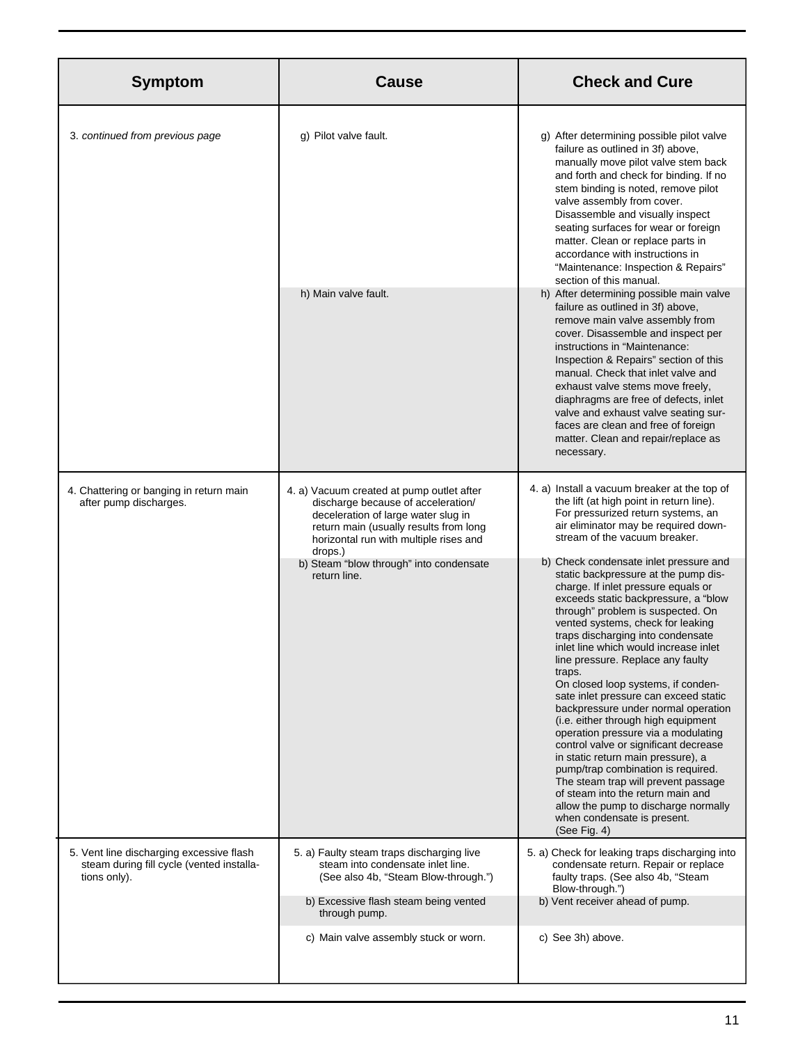| Symptom | Cause | Check and Cure |
|---|---|---|
| 3. *continued from previous page* | g) Pilot valve fault. | g) After determining possible pilot valve failure as outlined in 3f) above, manually move pilot valve stem back and forth and check for binding. If no stem binding is noted, remove pilot valve assembly from cover. Disassemble and visually inspect seating surfaces for wear or foreign matter. Clean or replace parts in accordance with instructions in "Maintenance: Inspection & Repairs" section of this manual. |
| | h) Main valve fault. | h) After determining possible main valve failure as outlined in 3f) above, remove main valve assembly from cover. Disassemble and inspect per instructions in "Maintenance: Inspection & Repairs" section of this manual. Check that inlet valve and exhaust valve stems move freely, diaphragms are free of defects, inlet valve and exhaust valve seating surfaces are clean and free of foreign matter. Clean and repair/replace as necessary. |
| 4. Chattering or banging in return main after pump discharges. | 4. a) Vacuum created at pump outlet after discharge because of acceleration/deceleration of large water slug in return main (usually results from long horizontal run with multiple rises and drops.) | 4. a) Install a vacuum breaker at the top of the lift (at high point in return line). For pressurized return systems, an air eliminator may be required downstream of the vacuum breaker. |
| | b) Steam "blow through" into condensate return line. | b) Check condensate inlet pressure and static backpressure at the pump discharge. If inlet pressure equals or exceeds static backpressure, a "blow through" problem is suspected. On vented systems, check for leaking traps discharging into condensate inlet line which would increase inlet line pressure. Replace any faulty traps.<br>On closed loop systems, if condensate inlet pressure can exceed static backpressure under normal operation (i.e. either through high equipment operation pressure via a modulating control valve or significant decrease in static return main pressure), a pump/trap combination is required. The steam trap will prevent passage of steam into the return main and allow the pump to discharge normally when condensate is present.<br>(See Fig. 4) |
| 5. Vent line discharging excessive flash steam during fill cycle (vented installations only). | 5. a) Faulty steam traps discharging live steam into condensate inlet line. (See also 4b, "Steam Blow-through.") | 5. a) Check for leaking traps discharging into condensate return. Repair or replace faulty traps. (See also 4b, "Steam Blow-through.") |
| | b) Excessive flash steam being vented through pump. | b) Vent receiver ahead of pump. |
| | c) Main valve assembly stuck or worn. | c) See 3h) above. |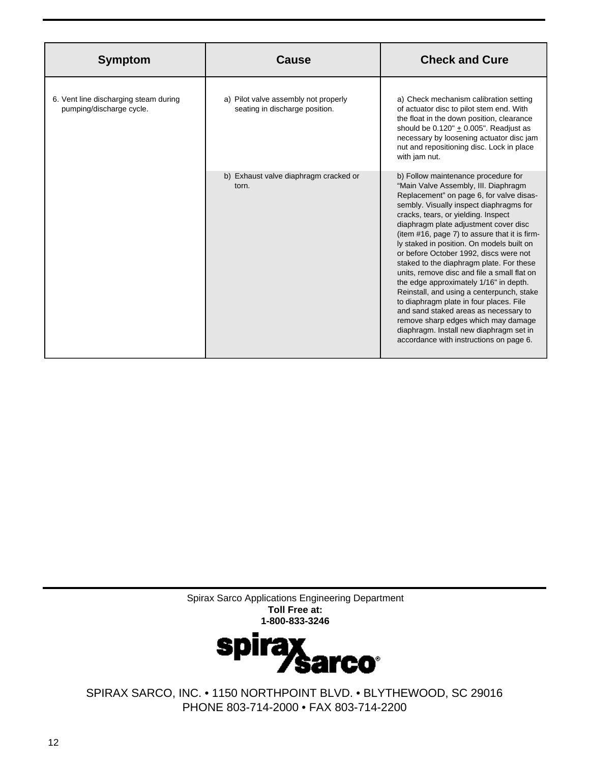| Symptom | Cause | Check and Cure |
|---|---|---|
| 6. Vent line discharging steam during pumping/discharge cycle. | a) Pilot valve assembly not properly seating in discharge position. | a) Check mechanism calibration setting of actuator disc to pilot stem end. With the float in the down position, clearance should be 0.120" ± 0.005". Readjust as necessary by loosening actuator disc jam nut and repositioning disc. Lock in place with jam nut. |
| | b) Exhaust valve diaphragm cracked or torn. | b) Follow maintenance procedure for "Main Valve Assembly, III. Diaphragm Replacement" on page 6, for valve disassembly. Visually inspect diaphragms for cracks, tears, or yielding. Inspect diaphragm plate adjustment cover disc (item #16, page 7) to assure that it is firmly staked in position. On models built on or before October 1992, discs were not staked to the diaphragm plate. For these units, remove disc and file a small flat on the edge approximately 1/16" in depth. Reinstall, and using a centerpunch, stake to diaphragm plate in four places. File and sand staked areas as necessary to remove sharp edges which may damage diaphragm. Install new diaphragm set in accordance with instructions on page 6. |

Spirax Sarco Applications Engineering Department
**Toll Free at:**
**1-800-833-3246**

spirax sarco

SPIRAX SARCO, INC. • 1150 NORTHPOINT BLVD. • BLYTHEWOOD, SC 29016
PHONE 803-714-2000 • FAX 803-714-2200